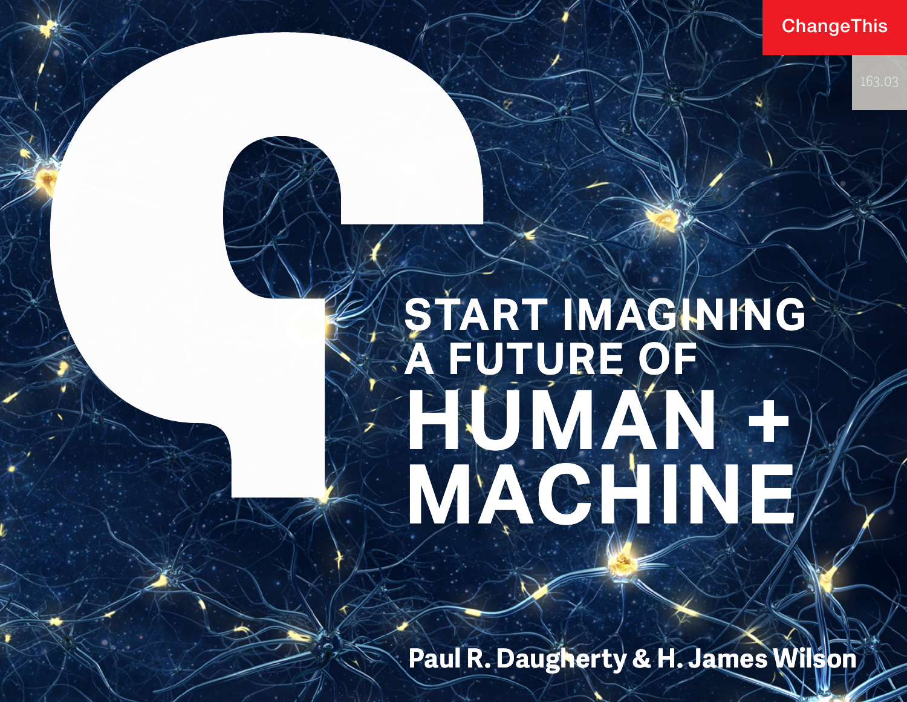ChangeThis

163.03

# START IMAGINING A FUTURE OF HUMAN + MACHINE

Paul R. Daugherty & H. James Wilson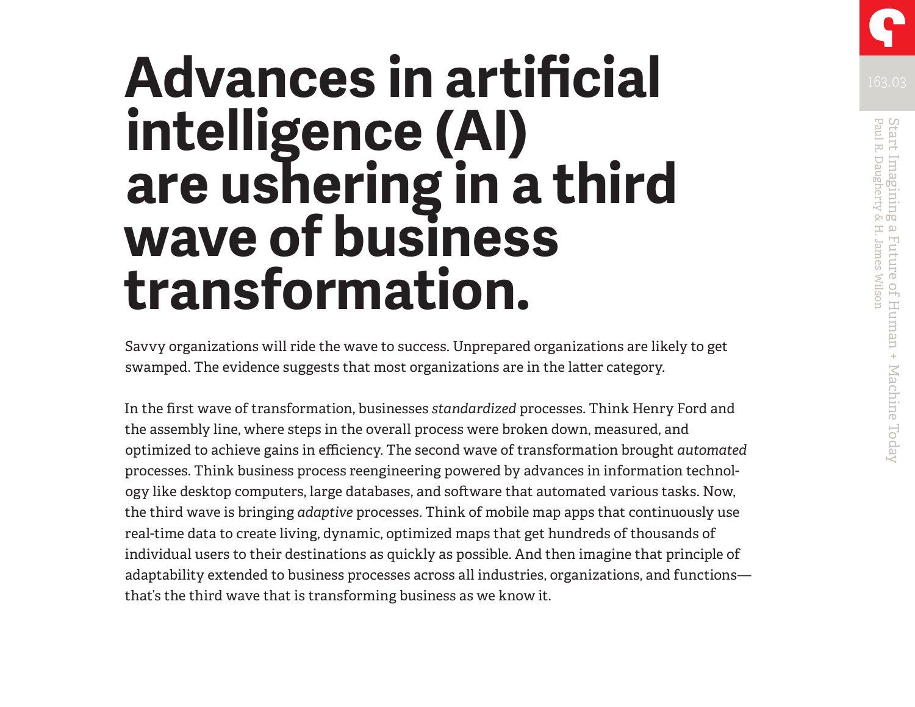# Advances in artificial intelligence (AI) are ushering in a third wave of business transformation.

Savvy organizations will ride the wave to success. Unprepared organizations are likely to get swamped. The evidence suggests that most organizations are in the latter category.

In the first wave of transformation, businesses *standardized* processes. Think Henry Ford and the assembly line, where steps in the overall process were broken down, measured, and optimized to achieve gains in efficiency. The second wave of transformation brought *automated* processes. Think business process reengineering powered by advances in information technology like desktop computers, large databases, and software that automated various tasks. Now, the third wave is bringing *adaptive* processes. Think of mobile map apps that continuously use real-time data to create living, dynamic, optimized maps that get hundreds of thousands of individual users to their destinations as quickly as possible. And then imagine that principle of adaptability extended to business processes across all industries, organizations, and functions—that's the third wave that is transforming business as we know it.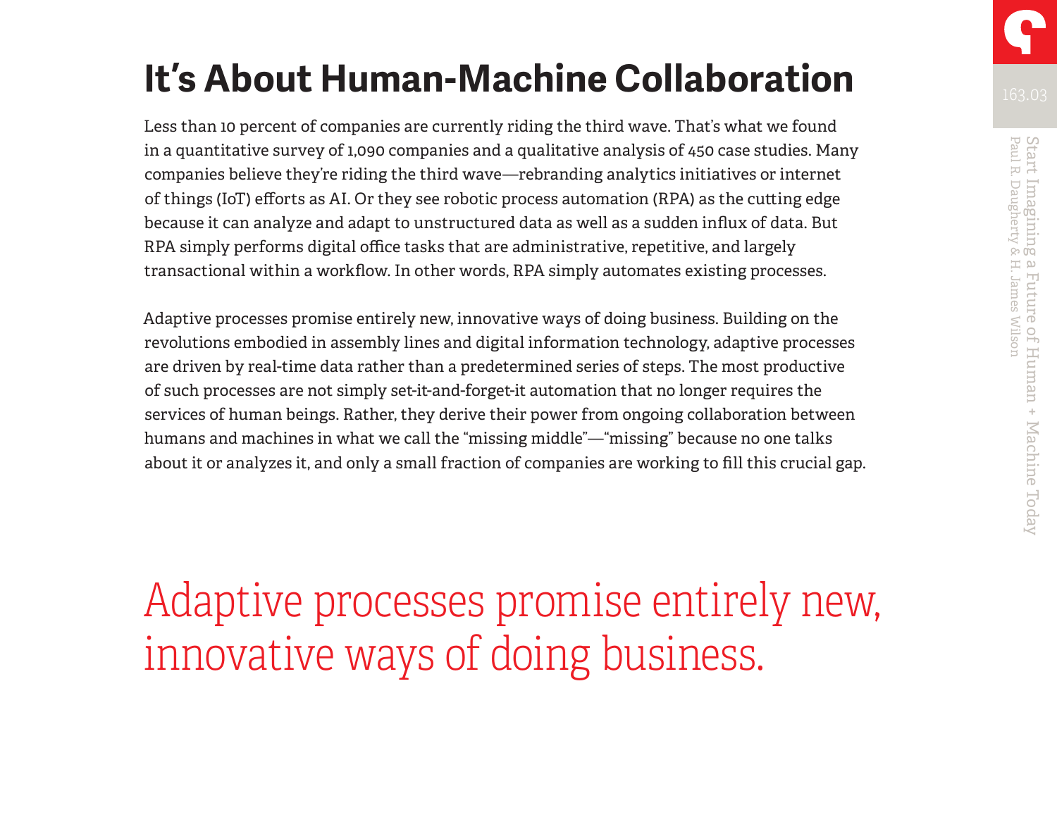# It's About Human-Machine Collaboration

Less than 10 percent of companies are currently riding the third wave. That's what we found in a quantitative survey of 1,090 companies and a qualitative analysis of 450 case studies. Many companies believe they're riding the third wave—rebranding analytics initiatives or internet of things (IoT) efforts as AI. Or they see robotic process automation (RPA) as the cutting edge because it can analyze and adapt to unstructured data as well as a sudden influx of data. But RPA simply performs digital office tasks that are administrative, repetitive, and largely transactional within a workflow. In other words, RPA simply automates existing processes.

Adaptive processes promise entirely new, innovative ways of doing business. Building on the revolutions embodied in assembly lines and digital information technology, adaptive processes are driven by real-time data rather than a predetermined series of steps. The most productive of such processes are not simply set-it-and-forget-it automation that no longer requires the services of human beings. Rather, they derive their power from ongoing collaboration between humans and machines in what we call the "missing middle"—"missing" because no one talks about it or analyzes it, and only a small fraction of companies are working to fill this crucial gap.

> Adaptive processes promise entirely new, innovative ways of doing business.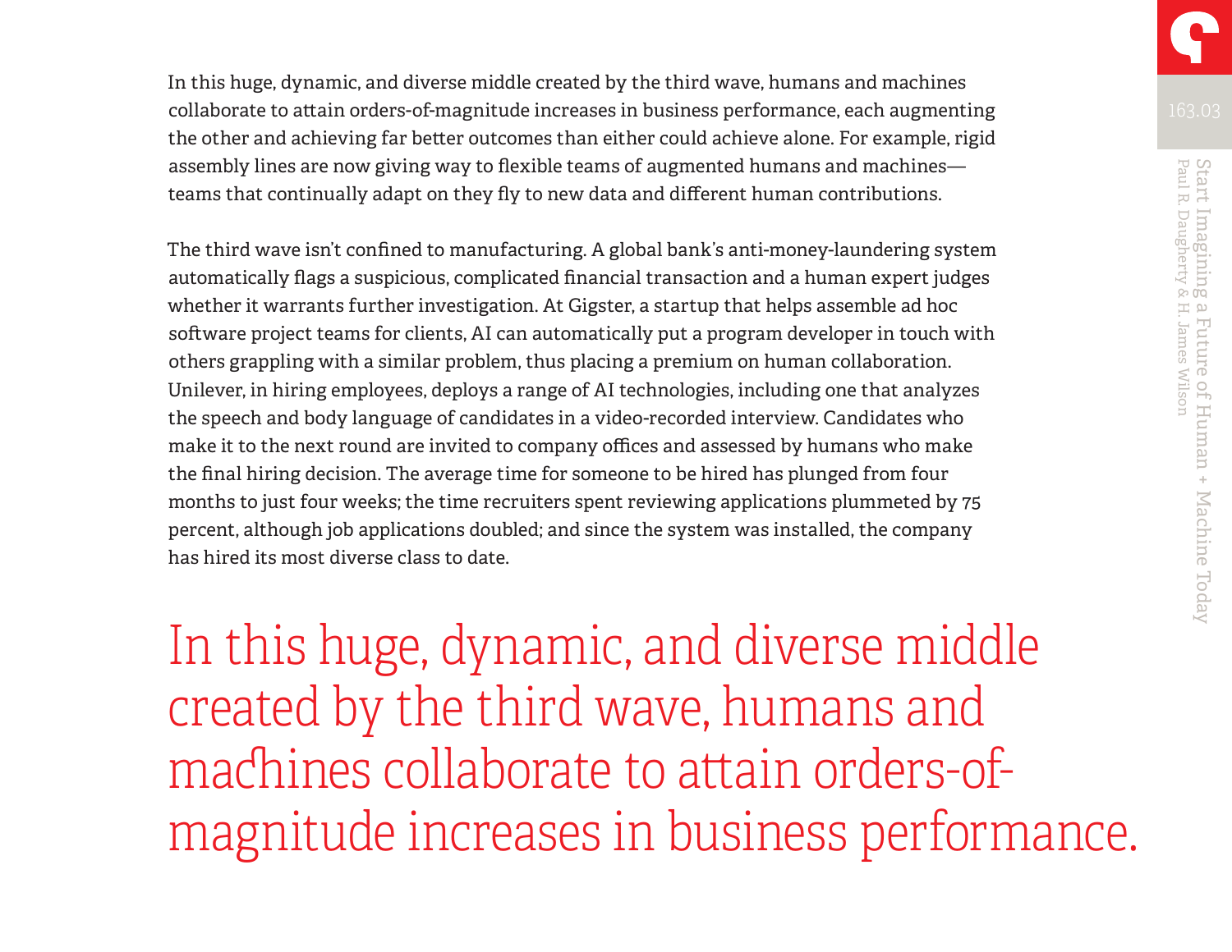In this huge, dynamic, and diverse middle created by the third wave, humans and machines collaborate to attain orders-of-magnitude increases in business performance, each augmenting the other and achieving far better outcomes than either could achieve alone. For example, rigid assembly lines are now giving way to flexible teams of augmented humans and machines—teams that continually adapt on they fly to new data and different human contributions.

The third wave isn't confined to manufacturing. A global bank's anti-money-laundering system automatically flags a suspicious, complicated financial transaction and a human expert judges whether it warrants further investigation. At Gigster, a startup that helps assemble ad hoc software project teams for clients, AI can automatically put a program developer in touch with others grappling with a similar problem, thus placing a premium on human collaboration. Unilever, in hiring employees, deploys a range of AI technologies, including one that analyzes the speech and body language of candidates in a video-recorded interview. Candidates who make it to the next round are invited to company offices and assessed by humans who make the final hiring decision. The average time for someone to be hired has plunged from four months to just four weeks; the time recruiters spent reviewing applications plummeted by 75 percent, although job applications doubled; and since the system was installed, the company has hired its most diverse class to date.

> In this huge, dynamic, and diverse middle created by the third wave, humans and machines collaborate to attain orders-of-magnitude increases in business performance.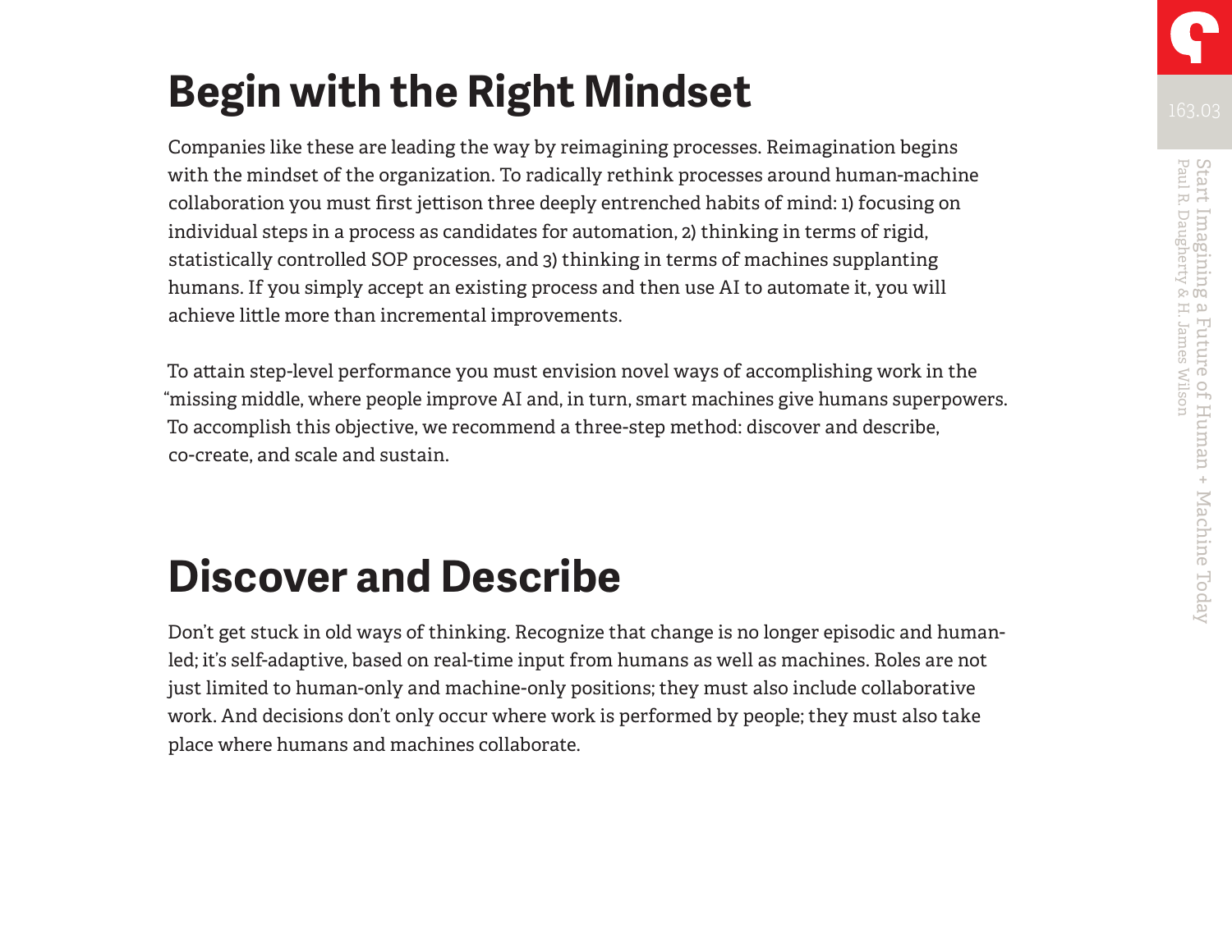# Begin with the Right Mindset

Companies like these are leading the way by reimagining processes. Reimagination begins with the mindset of the organization. To radically rethink processes around human-machine collaboration you must first jettison three deeply entrenched habits of mind: 1) focusing on individual steps in a process as candidates for automation, 2) thinking in terms of rigid, statistically controlled SOP processes, and 3) thinking in terms of machines supplanting humans. If you simply accept an existing process and then use AI to automate it, you will achieve little more than incremental improvements.

To attain step-level performance you must envision novel ways of accomplishing work in the "missing middle, where people improve AI and, in turn, smart machines give humans superpowers. To accomplish this objective, we recommend a three-step method: discover and describe, co-create, and scale and sustain.

# Discover and Describe

Don't get stuck in old ways of thinking. Recognize that change is no longer episodic and human-led; it's self-adaptive, based on real-time input from humans as well as machines. Roles are not just limited to human-only and machine-only positions; they must also include collaborative work. And decisions don't only occur where work is performed by people; they must also take place where humans and machines collaborate.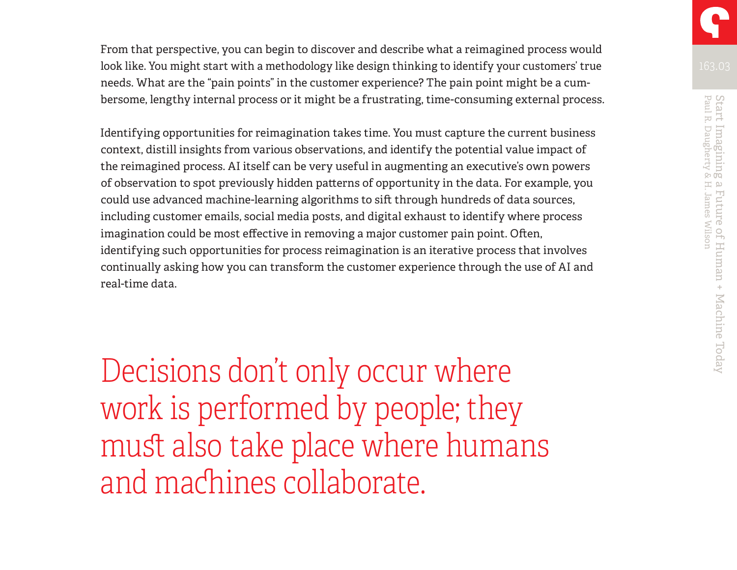From that perspective, you can begin to discover and describe what a reimagined process would look like. You might start with a methodology like design thinking to identify your customers' true needs. What are the "pain points" in the customer experience? The pain point might be a cumbersome, lengthy internal process or it might be a frustrating, time-consuming external process.

Identifying opportunities for reimagination takes time. You must capture the current business context, distill insights from various observations, and identify the potential value impact of the reimagined process. AI itself can be very useful in augmenting an executive's own powers of observation to spot previously hidden patterns of opportunity in the data. For example, you could use advanced machine-learning algorithms to sift through hundreds of data sources, including customer emails, social media posts, and digital exhaust to identify where process imagination could be most effective in removing a major customer pain point. Often, identifying such opportunities for process reimagination is an iterative process that involves continually asking how you can transform the customer experience through the use of AI and real-time data.

> Decisions don't only occur where work is performed by people; they must also take place where humans and machines collaborate.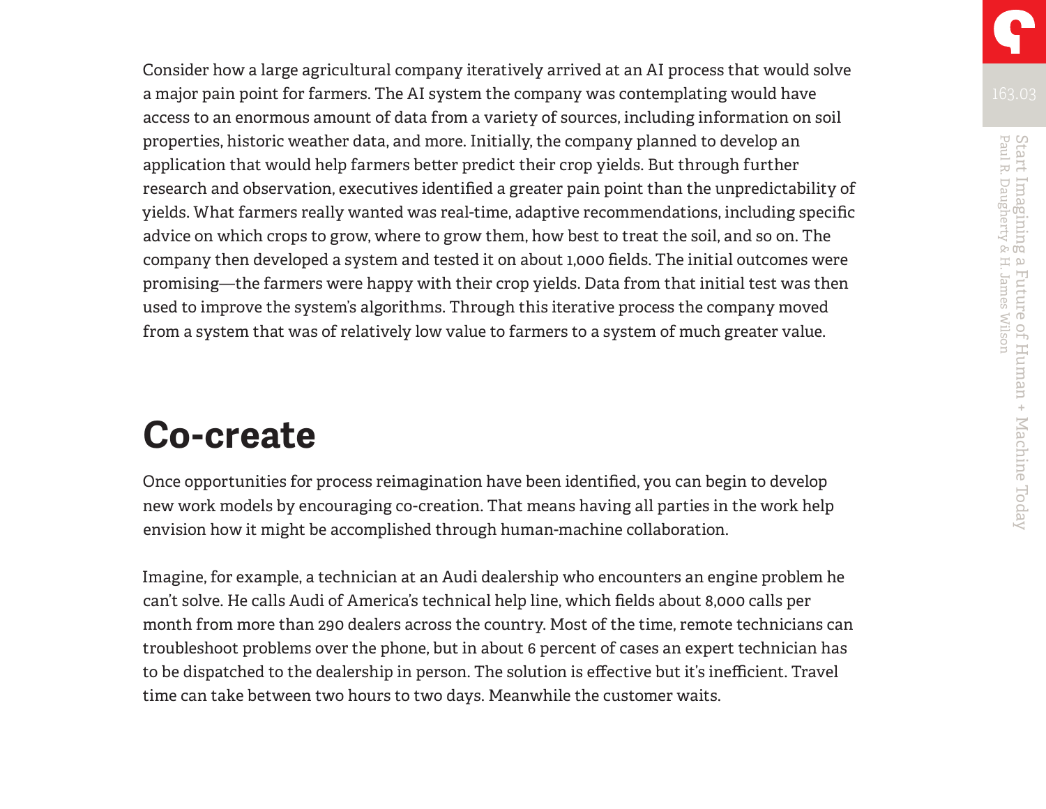Consider how a large agricultural company iteratively arrived at an AI process that would solve a major pain point for farmers. The AI system the company was contemplating would have access to an enormous amount of data from a variety of sources, including information on soil properties, historic weather data, and more. Initially, the company planned to develop an application that would help farmers better predict their crop yields. But through further research and observation, executives identified a greater pain point than the unpredictability of yields. What farmers really wanted was real-time, adaptive recommendations, including specific advice on which crops to grow, where to grow them, how best to treat the soil, and so on. The company then developed a system and tested it on about 1,000 fields. The initial outcomes were promising—the farmers were happy with their crop yields. Data from that initial test was then used to improve the system's algorithms. Through this iterative process the company moved from a system that was of relatively low value to farmers to a system of much greater value.

## Co-create

Once opportunities for process reimagination have been identified, you can begin to develop new work models by encouraging co-creation. That means having all parties in the work help envision how it might be accomplished through human-machine collaboration.

Imagine, for example, a technician at an Audi dealership who encounters an engine problem he can't solve. He calls Audi of America's technical help line, which fields about 8,000 calls per month from more than 290 dealers across the country. Most of the time, remote technicians can troubleshoot problems over the phone, but in about 6 percent of cases an expert technician has to be dispatched to the dealership in person. The solution is effective but it's inefficient. Travel time can take between two hours to two days. Meanwhile the customer waits.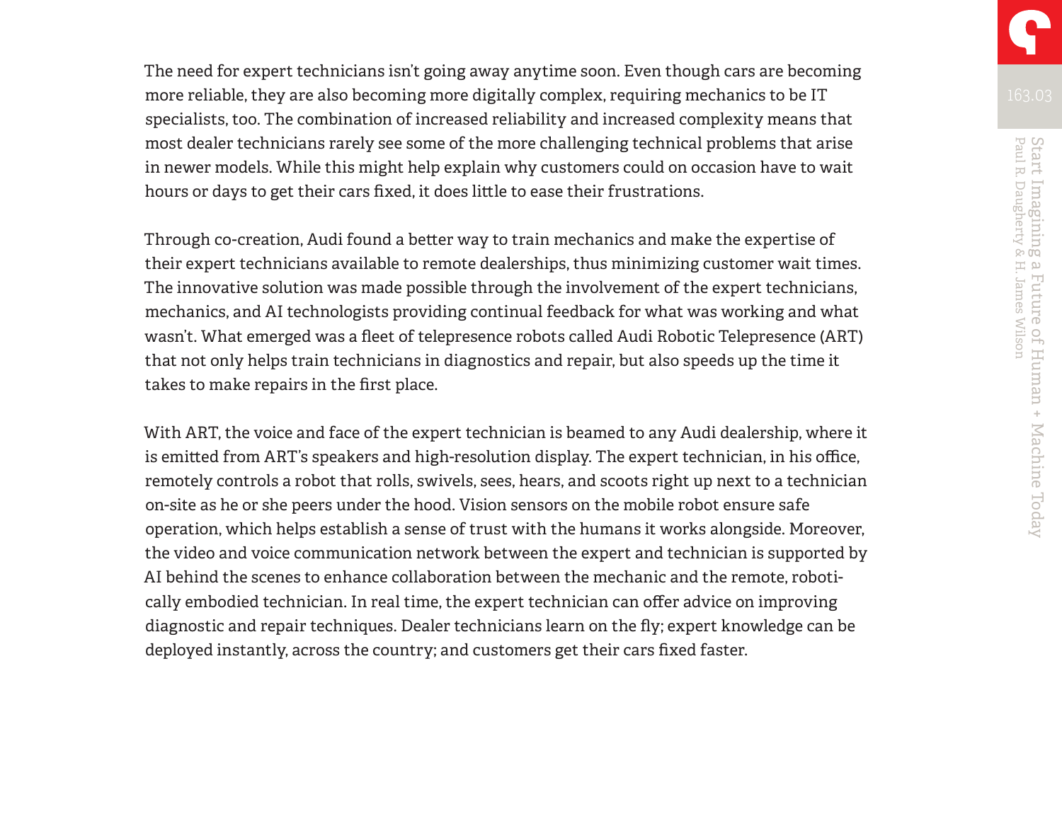The need for expert technicians isn't going away anytime soon. Even though cars are becoming more reliable, they are also becoming more digitally complex, requiring mechanics to be IT specialists, too. The combination of increased reliability and increased complexity means that most dealer technicians rarely see some of the more challenging technical problems that arise in newer models. While this might help explain why customers could on occasion have to wait hours or days to get their cars fixed, it does little to ease their frustrations.

Through co-creation, Audi found a better way to train mechanics and make the expertise of their expert technicians available to remote dealerships, thus minimizing customer wait times. The innovative solution was made possible through the involvement of the expert technicians, mechanics, and AI technologists providing continual feedback for what was working and what wasn't. What emerged was a fleet of telepresence robots called Audi Robotic Telepresence (ART) that not only helps train technicians in diagnostics and repair, but also speeds up the time it takes to make repairs in the first place.

With ART, the voice and face of the expert technician is beamed to any Audi dealership, where it is emitted from ART's speakers and high-resolution display. The expert technician, in his office, remotely controls a robot that rolls, swivels, sees, hears, and scoots right up next to a technician on-site as he or she peers under the hood. Vision sensors on the mobile robot ensure safe operation, which helps establish a sense of trust with the humans it works alongside. Moreover, the video and voice communication network between the expert and technician is supported by AI behind the scenes to enhance collaboration between the mechanic and the remote, robotically embodied technician. In real time, the expert technician can offer advice on improving diagnostic and repair techniques. Dealer technicians learn on the fly; expert knowledge can be deployed instantly, across the country; and customers get their cars fixed faster.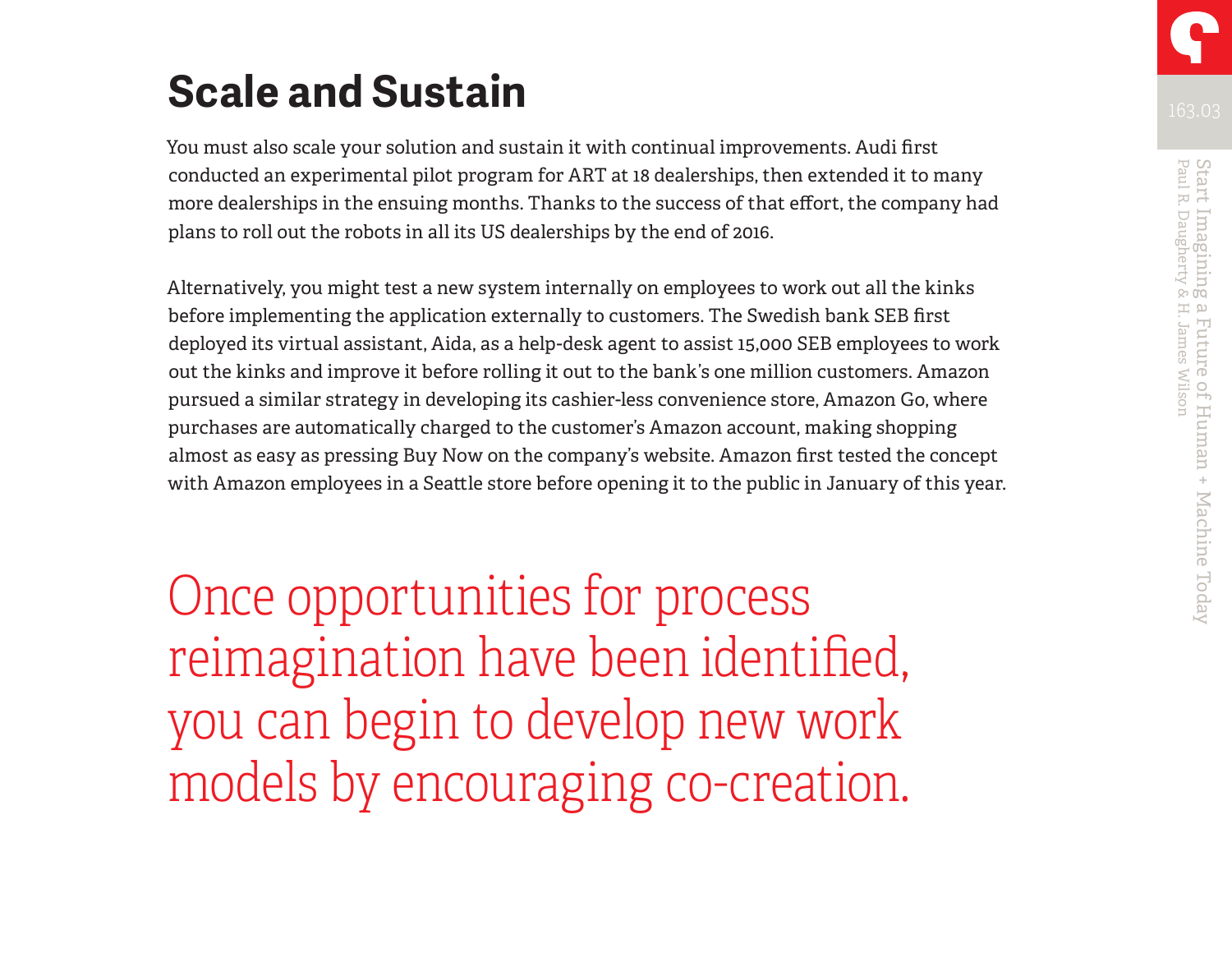## Scale and Sustain

You must also scale your solution and sustain it with continual improvements. Audi first conducted an experimental pilot program for ART at 18 dealerships, then extended it to many more dealerships in the ensuing months. Thanks to the success of that effort, the company had plans to roll out the robots in all its US dealerships by the end of 2016.

Alternatively, you might test a new system internally on employees to work out all the kinks before implementing the application externally to customers. The Swedish bank SEB first deployed its virtual assistant, Aida, as a help-desk agent to assist 15,000 SEB employees to work out the kinks and improve it before rolling it out to the bank's one million customers. Amazon pursued a similar strategy in developing its cashier-less convenience store, Amazon Go, where purchases are automatically charged to the customer's Amazon account, making shopping almost as easy as pressing Buy Now on the company's website. Amazon first tested the concept with Amazon employees in a Seattle store before opening it to the public in January of this year.

> Once opportunities for process reimagination have been identified, you can begin to develop new work models by encouraging co-creation.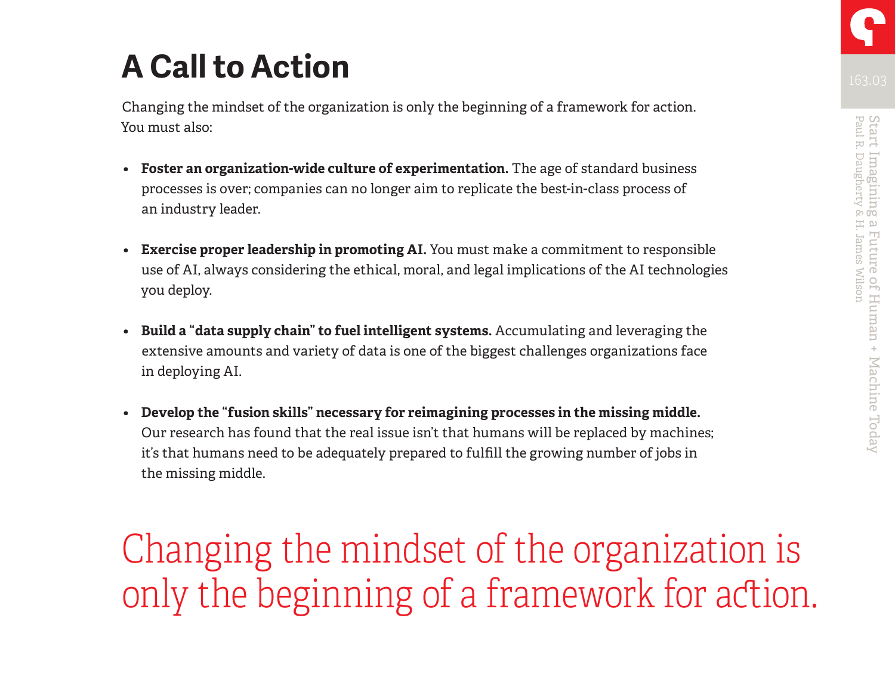# A Call to Action

Changing the mindset of the organization is only the beginning of a framework for action. You must also:

- **Foster an organization-wide culture of experimentation.** The age of standard business processes is over; companies can no longer aim to replicate the best-in-class process of an industry leader.

- **Exercise proper leadership in promoting AI.** You must make a commitment to responsible use of AI, always considering the ethical, moral, and legal implications of the AI technologies you deploy.

- **Build a "data supply chain" to fuel intelligent systems.** Accumulating and leveraging the extensive amounts and variety of data is one of the biggest challenges organizations face in deploying AI.

- **Develop the "fusion skills" necessary for reimagining processes in the missing middle.** Our research has found that the real issue isn't that humans will be replaced by machines; it's that humans need to be adequately prepared to fulfill the growing number of jobs in the missing middle.

Changing the mindset of the organization is only the beginning of a framework for action.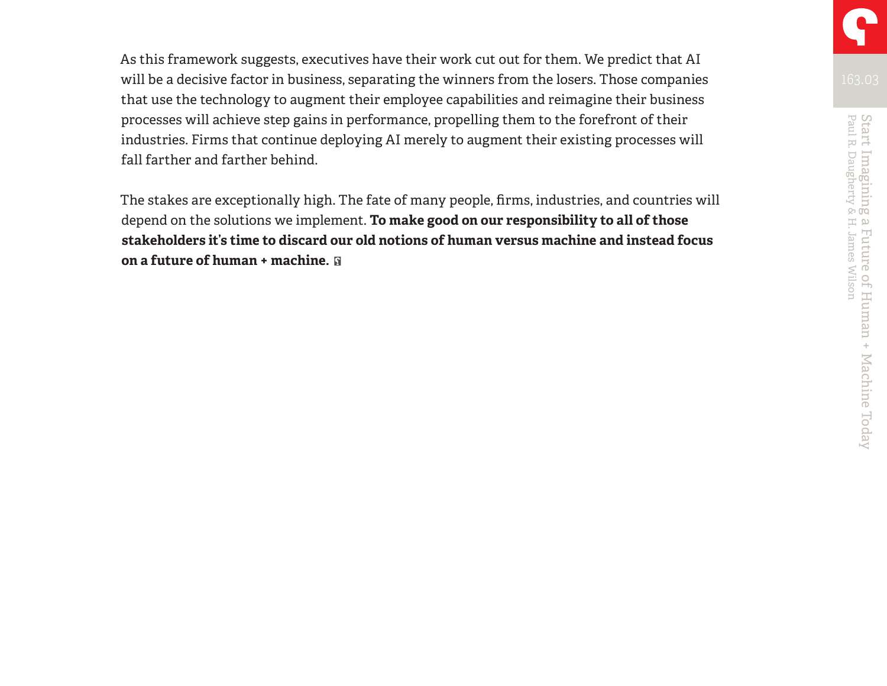As this framework suggests, executives have their work cut out for them. We predict that AI will be a decisive factor in business, separating the winners from the losers. Those companies that use the technology to augment their employee capabilities and reimagine their business processes will achieve step gains in performance, propelling them to the forefront of their industries. Firms that continue deploying AI merely to augment their existing processes will fall farther and farther behind.

The stakes are exceptionally high. The fate of many people, firms, industries, and countries will depend on the solutions we implement. **To make good on our responsibility to all of those stakeholders it's time to discard our old notions of human versus machine and instead focus on a future of human + machine.**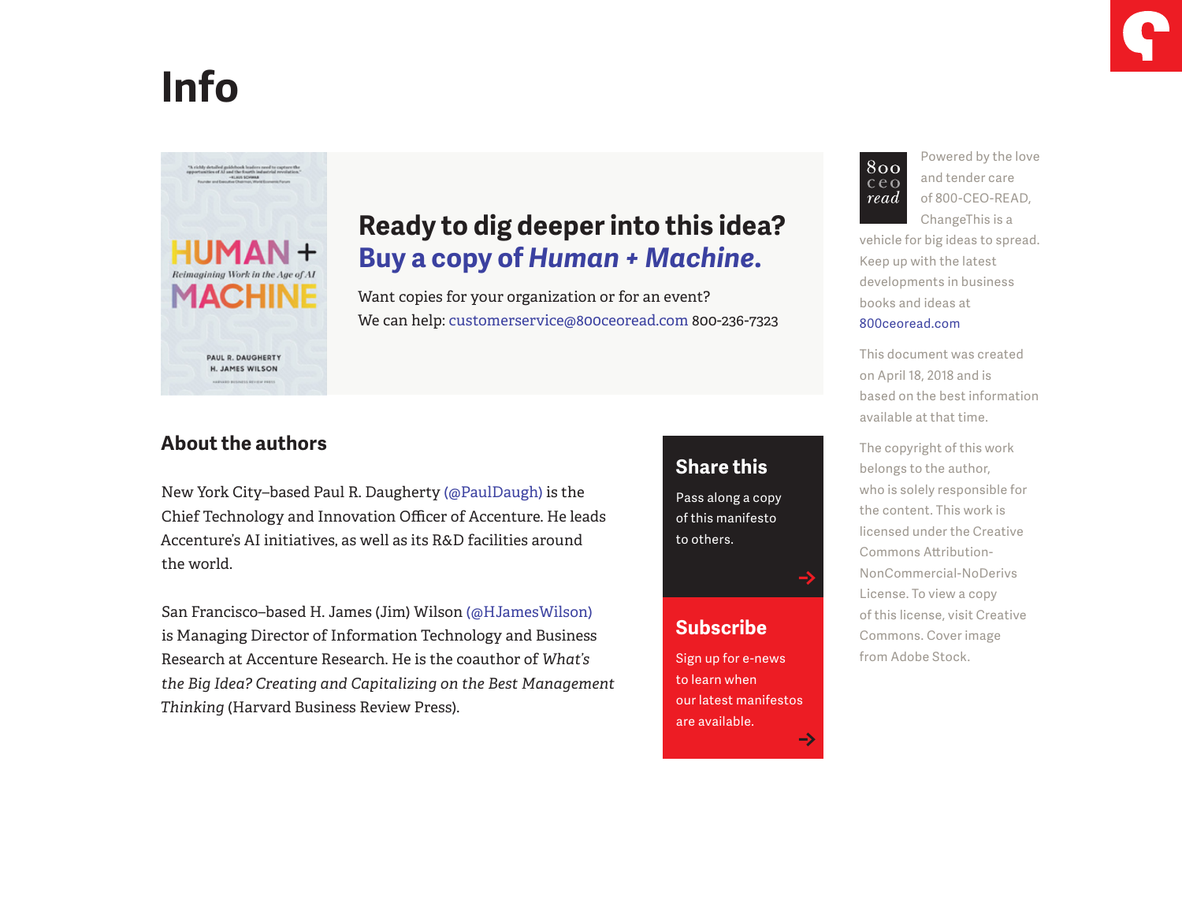# Info

## Ready to dig deeper into this idea?

## Buy a copy of *Human + Machine*.

Want copies for your organization or for an event?
We can help: customerservice@800ceoread.com 800-236-7323

### About the authors

New York City–based Paul R. Daugherty (@PaulDaugh) is the Chief Technology and Innovation Officer of Accenture. He leads Accenture's AI initiatives, as well as its R&D facilities around the world.

San Francisco–based H. James (Jim) Wilson (@HJamesWilson) is Managing Director of Information Technology and Business Research at Accenture Research. He is the coauthor of *What's the Big Idea? Creating and Capitalizing on the Best Management Thinking* (Harvard Business Review Press).

**Share this**

Pass along a copy of this manifesto to others.

**Subscribe**

Sign up for e-news to learn when our latest manifestos are available.

Powered by the love and tender care of 800-CEO-READ, ChangeThis is a vehicle for big ideas to spread. Keep up with the latest developments in business books and ideas at 800ceoread.com

This document was created on April 18, 2018 and is based on the best information available at that time.

The copyright of this work belongs to the author, who is solely responsible for the content. This work is licensed under the Creative Commons Attribution-NonCommercial-NoDerivs License. To view a copy of this license, visit Creative Commons. Cover image from Adobe Stock.